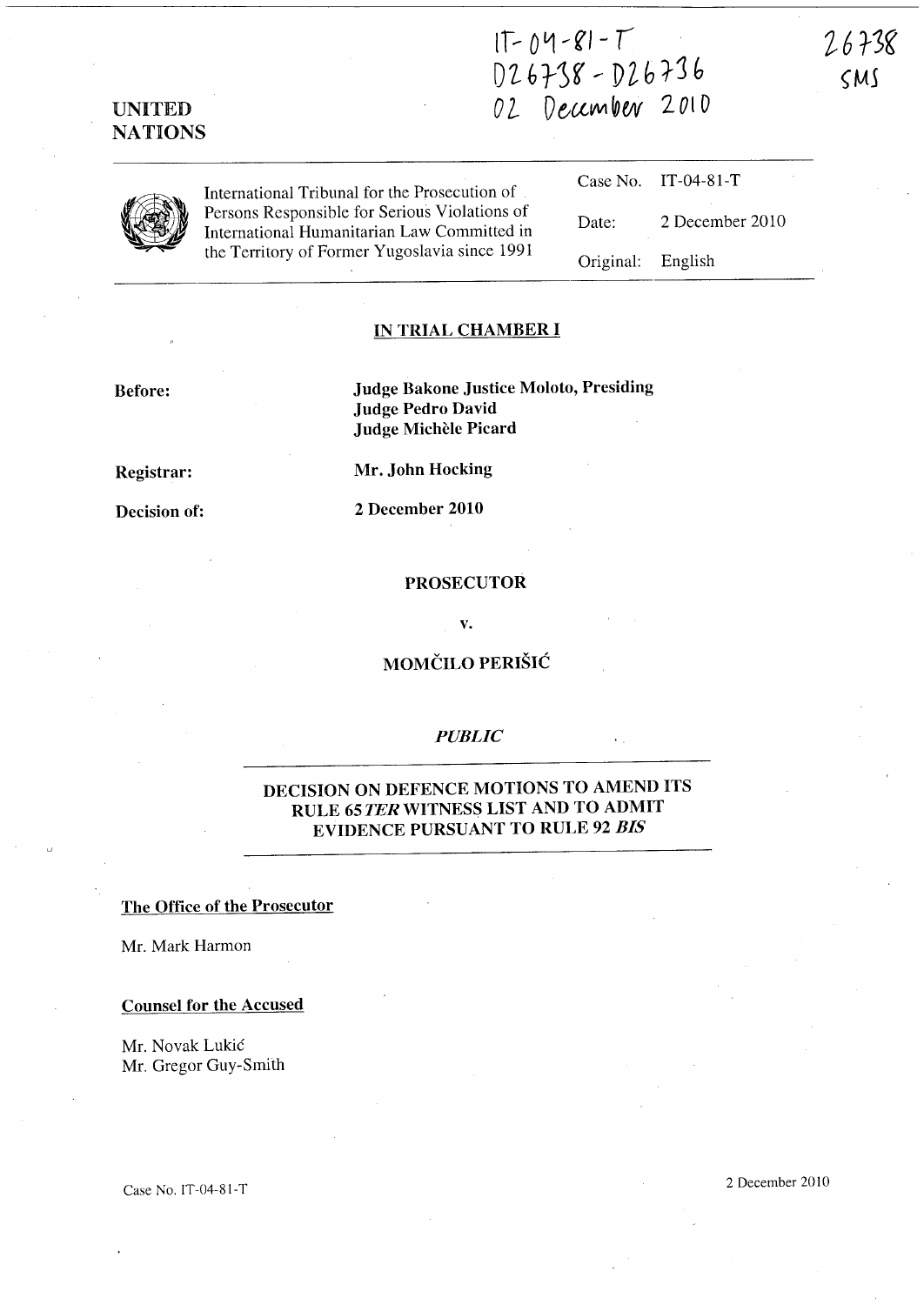IT-04-81-T
D26738 - D26736
02 December 2010

26738
SMS

UNITED NATIONS

| International Tribunal for the Prosecution of Persons Responsible for Serious Violations of International Humanitarian Law Committed in the Territory of Former Yugoslavia since 1991 | Case No. | IT-04-81-T |
| --- | --- | --- |
| | Date: | 2 December 2010 |
| | Original: | English |

## IN TRIAL CHAMBER I

**Before:** **Judge Bakone Justice Moloto, Presiding**
**Judge Pedro David**
**Judge Michèle Picard**

**Registrar:** **Mr. John Hocking**

**Decision of:** **2 December 2010**

**PROSECUTOR**

**v.**

**MOMČILO PERIŠIĆ**

***PUBLIC***

## DECISION ON DEFENCE MOTIONS TO AMEND ITS RULE 65 *TER* WITNESS LIST AND TO ADMIT EVIDENCE PURSUANT TO RULE 92 *BIS*

**The Office of the Prosecutor**

Mr. Mark Harmon

**Counsel for the Accused**

Mr. Novak Lukić
Mr. Gregor Guy-Smith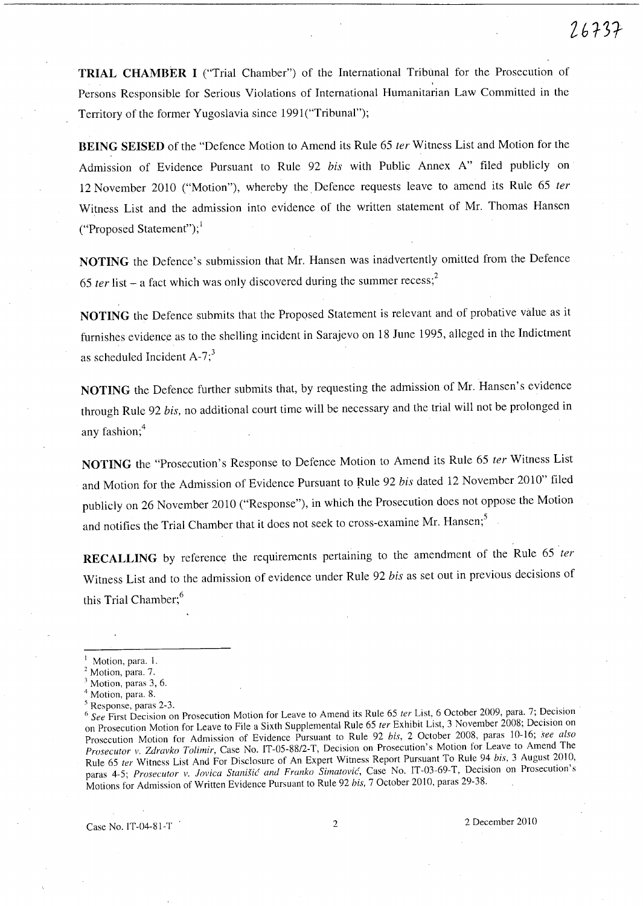**TRIAL CHAMBER I** ("Trial Chamber") of the International Tribunal for the Prosecution of Persons Responsible for Serious Violations of International Humanitarian Law Committed in the Territory of the former Yugoslavia since 1991("Tribunal");

**BEING SEISED** of the "Defence Motion to Amend its Rule 65 *ter* Witness List and Motion for the Admission of Evidence Pursuant to Rule 92 *bis* with Public Annex A" filed publicly on 12 November 2010 ("Motion"), whereby the Defence requests leave to amend its Rule 65 *ter* Witness List and the admission into evidence of the written statement of Mr. Thomas Hansen ("Proposed Statement");[1]

**NOTING** the Defence's submission that Mr. Hansen was inadvertently omitted from the Defence 65 *ter* list – a fact which was only discovered during the summer recess;[2]

**NOTING** the Defence submits that the Proposed Statement is relevant and of probative value as it furnishes evidence as to the shelling incident in Sarajevo on 18 June 1995, alleged in the Indictment as scheduled Incident A-7;[3]

**NOTING** the Defence further submits that, by requesting the admission of Mr. Hansen's evidence through Rule 92 *bis,* no additional court time will be necessary and the trial will not be prolonged in any fashion;[4]

**NOTING** the "Prosecution's Response to Defence Motion to Amend its Rule 65 *ter* Witness List and Motion for the Admission of Evidence Pursuant to Rule 92 *bis* dated 12 November 2010" filed publicly on 26 November 2010 ("Response"), in which the Prosecution does not oppose the Motion and notifies the Trial Chamber that it does not seek to cross-examine Mr. Hansen;[5]

**RECALLING** by reference the requirements pertaining to the amendment of the Rule 65 *ter* Witness List and to the admission of evidence under Rule 92 *bis* as set out in previous decisions of this Trial Chamber;[6]

---

[1] Motion, para. 1.

[2] Motion, para. 7.

[3] Motion, paras 3, 6.

[4] Motion, para. 8.

[5] Response, paras 2-3.

[6] *See* First Decision on Prosecution Motion for Leave to Amend its Rule 65 *ter* List, 6 October 2009, para. 7; Decision on Prosecution Motion for Leave to File a Sixth Supplemental Rule 65 *ter* Exhibit List, 3 November 2008; Decision on Prosecution Motion for Admission of Evidence Pursuant to Rule 92 *bis*, 2 October 2008, paras 10-16; *see also Prosecutor v. Zdravko Tolimir*, Case No. IT-05-88/2-T, Decision on Prosecution's Motion for Leave to Amend The Rule 65 *ter* Witness List And For Disclosure of An Expert Witness Report Pursuant To Rule 94 *bis*, 3 August 2010, paras 4-5; *Prosecutor v. Jovica Stanišić and Franko Simatović*, Case No. IT-03-69-T, Decision on Prosecution's Motions for Admission of Written Evidence Pursuant to Rule 92 *bis*, 7 October 2010, paras 29-38.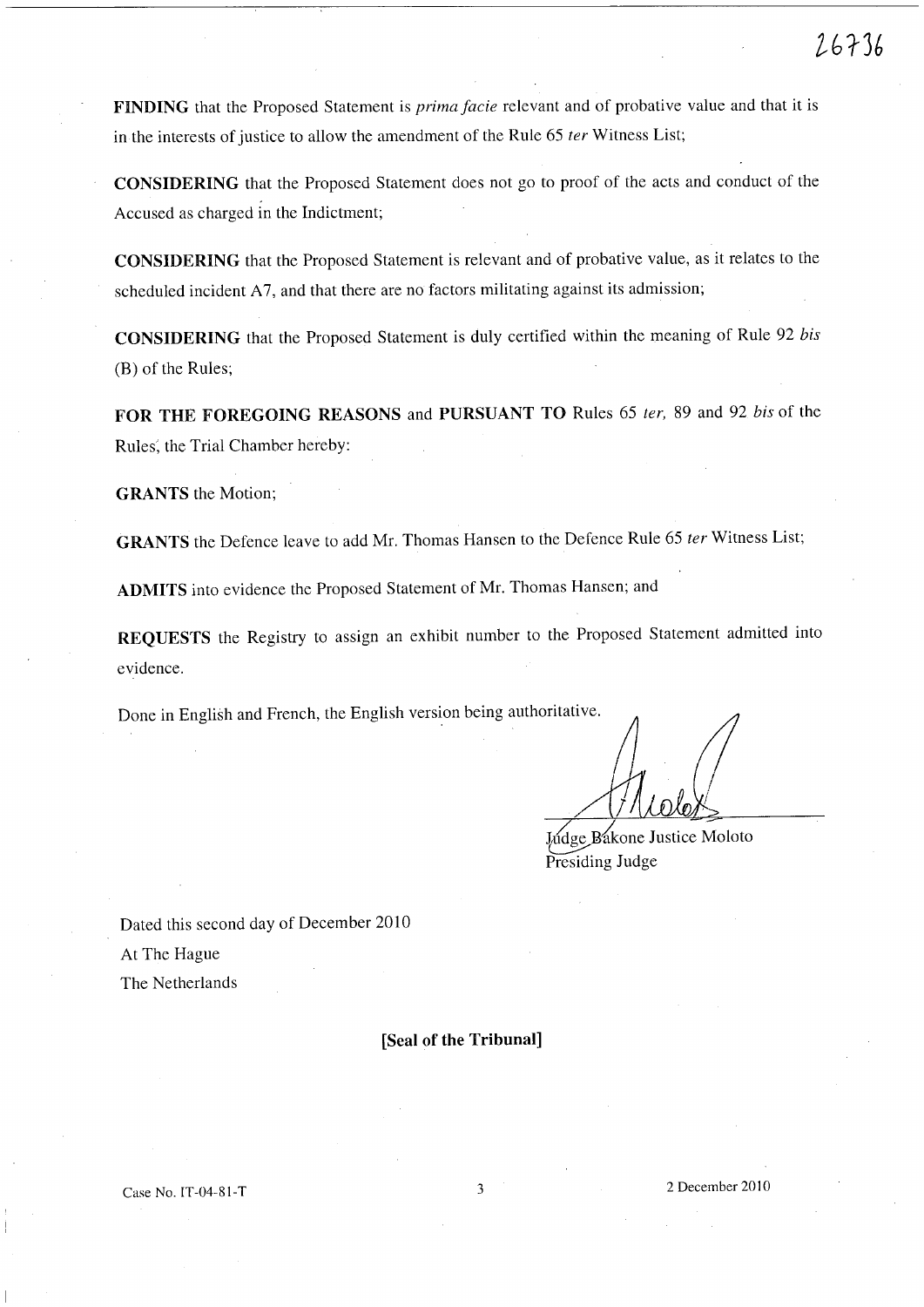**FINDING** that the Proposed Statement is *prima facie* relevant and of probative value and that it is in the interests of justice to allow the amendment of the Rule 65 *ter* Witness List;

**CONSIDERING** that the Proposed Statement does not go to proof of the acts and conduct of the Accused as charged in the Indictment;

**CONSIDERING** that the Proposed Statement is relevant and of probative value, as it relates to the scheduled incident A7, and that there are no factors militating against its admission;

**CONSIDERING** that the Proposed Statement is duly certified within the meaning of Rule 92 *bis* (B) of the Rules;

**FOR THE FOREGOING REASONS** and **PURSUANT TO** Rules 65 *ter*, 89 and 92 *bis* of the Rules, the Trial Chamber hereby:

**GRANTS** the Motion;

**GRANTS** the Defence leave to add Mr. Thomas Hansen to the Defence Rule 65 *ter* Witness List;

**ADMITS** into evidence the Proposed Statement of Mr. Thomas Hansen; and

**REQUESTS** the Registry to assign an exhibit number to the Proposed Statement admitted into evidence.

Done in English and French, the English version being authoritative.

Judge Bakone Justice Moloto
Presiding Judge

Dated this second day of December 2010
At The Hague
The Netherlands

**[Seal of the Tribunal]**